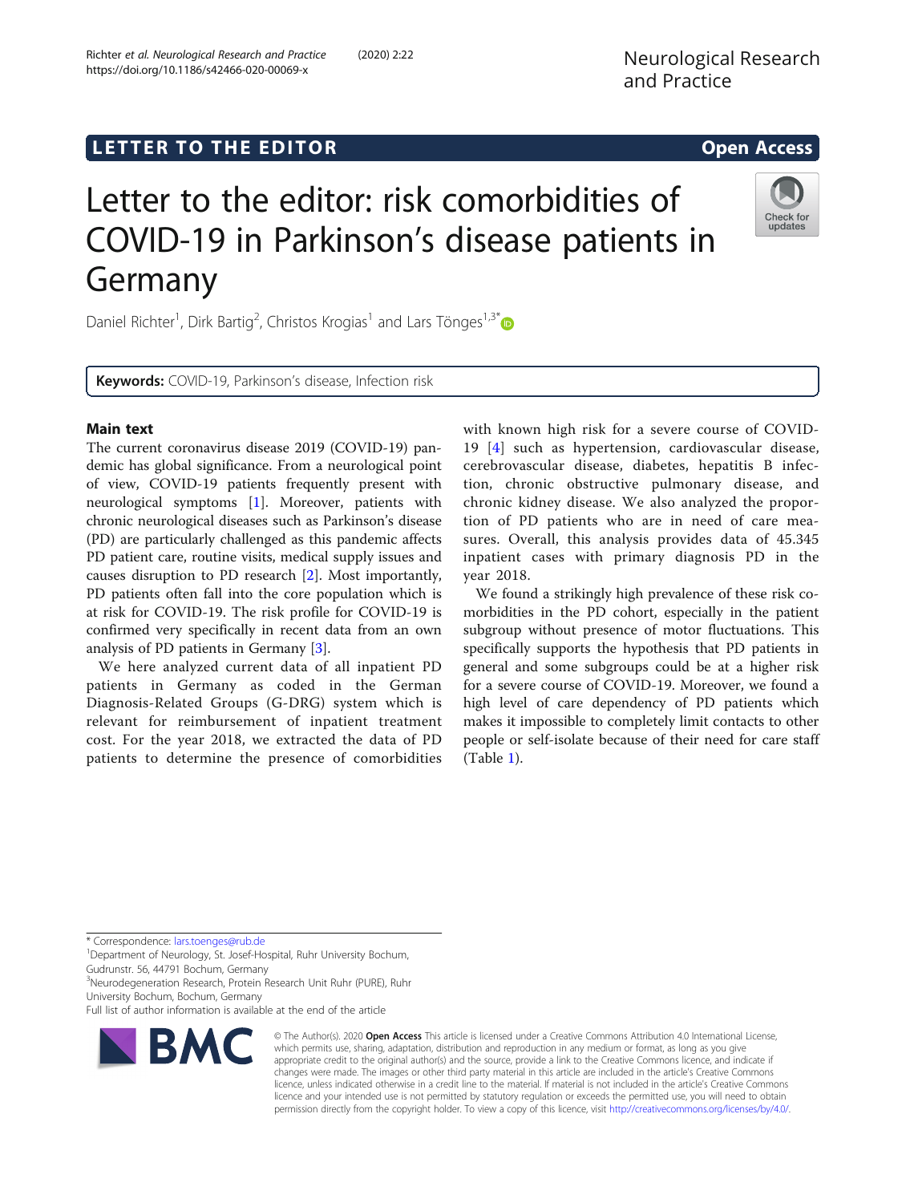LETTER TO THE EDITOR Open Access

# Letter to the editor: risk comorbidities of COVID-19 in Parkinson's disease patients in Germany

Daniel Richter[1], Dirk Bartig[2], Christos Krogias[1] and Lars Tönges[1,3*]

**Keywords:** COVID-19, Parkinson's disease, Infection risk

## Main text

The current coronavirus disease 2019 (COVID-19) pandemic has global significance. From a neurological point of view, COVID-19 patients frequently present with neurological symptoms [1]. Moreover, patients with chronic neurological diseases such as Parkinson's disease (PD) are particularly challenged as this pandemic affects PD patient care, routine visits, medical supply issues and causes disruption to PD research [2]. Most importantly, PD patients often fall into the core population which is at risk for COVID-19. The risk profile for COVID-19 is confirmed very specifically in recent data from an own analysis of PD patients in Germany [3].

We here analyzed current data of all inpatient PD patients in Germany as coded in the German Diagnosis-Related Groups (G-DRG) system which is relevant for reimbursement of inpatient treatment cost. For the year 2018, we extracted the data of PD patients to determine the presence of comorbidities with known high risk for a severe course of COVID-19 [4] such as hypertension, cardiovascular disease, cerebrovascular disease, diabetes, hepatitis B infection, chronic obstructive pulmonary disease, and chronic kidney disease. We also analyzed the proportion of PD patients who are in need of care measures. Overall, this analysis provides data of 45.345 inpatient cases with primary diagnosis PD in the year 2018.

We found a strikingly high prevalence of these risk comorbidities in the PD cohort, especially in the patient subgroup without presence of motor fluctuations. This specifically supports the hypothesis that PD patients in general and some subgroups could be at a higher risk for a severe course of COVID-19. Moreover, we found a high level of care dependency of PD patients which makes it impossible to completely limit contacts to other people or self-isolate because of their need for care staff (Table 1).

* Correspondence: lars.toenges@rub.de
[1]Department of Neurology, St. Josef-Hospital, Ruhr University Bochum, Gudrunstr. 56, 44791 Bochum, Germany
[3]Neurodegeneration Research, Protein Research Unit Ruhr (PURE), Ruhr University Bochum, Bochum, Germany
Full list of author information is available at the end of the article

© The Author(s). 2020 **Open Access** This article is licensed under a Creative Commons Attribution 4.0 International License, which permits use, sharing, adaptation, distribution and reproduction in any medium or format, as long as you give appropriate credit to the original author(s) and the source, provide a link to the Creative Commons licence, and indicate if changes were made. The images or other third party material in this article are included in the article's Creative Commons licence, unless indicated otherwise in a credit line to the material. If material is not included in the article's Creative Commons licence and your intended use is not permitted by statutory regulation or exceeds the permitted use, you will need to obtain permission directly from the copyright holder. To view a copy of this licence, visit http://creativecommons.org/licenses/by/4.0/.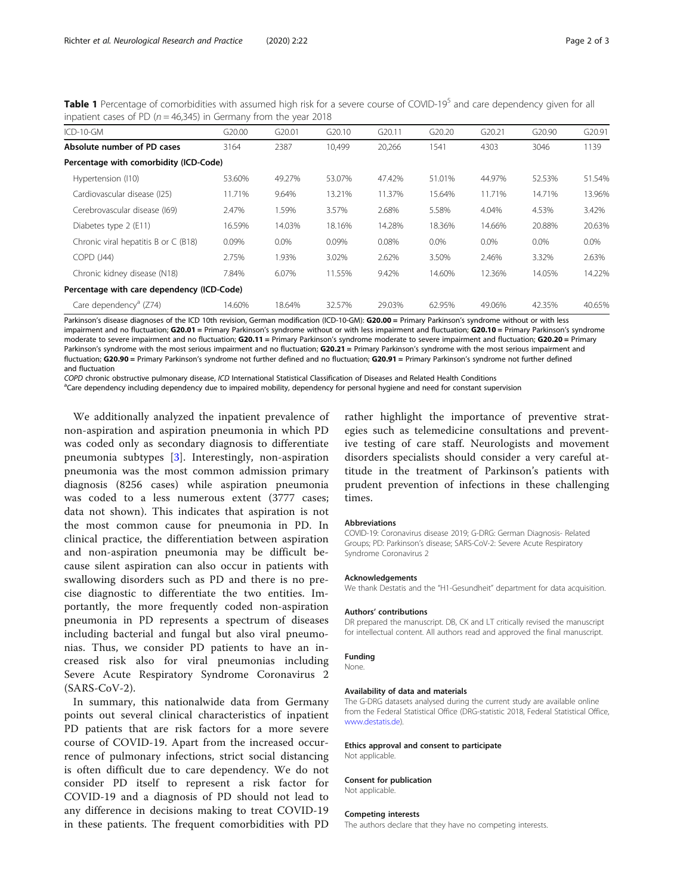**Table 1** Percentage of comorbidities with assumed high risk for a severe course of COVID-19[5] and care dependency given for all inpatient cases of PD ($n = 46,345$) in Germany from the year 2018

| ICD-10-GM | G20.00 | G20.01 | G20.10 | G20.11 | G20.20 | G20.21 | G20.90 | G20.91 |
| --- | --- | --- | --- | --- | --- | --- | --- | --- |
| **Absolute number of PD cases** | 3164 | 2387 | 10,499 | 20,266 | 1541 | 4303 | 3046 | 1139 |
| **Percentage with comorbidity (ICD-Code)** | | | | | | | | |
| Hypertension (I10) | 53.60% | 49.27% | 53.07% | 47.42% | 51.01% | 44.97% | 52.53% | 51.54% |
| Cardiovascular disease (I25) | 11.71% | 9.64% | 13.21% | 11.37% | 15.64% | 11.71% | 14.71% | 13.96% |
| Cerebrovascular disease (I69) | 2.47% | 1.59% | 3.57% | 2.68% | 5.58% | 4.04% | 4.53% | 3.42% |
| Diabetes type 2 (E11) | 16.59% | 14.03% | 18.16% | 14.28% | 18.36% | 14.66% | 20.88% | 20.63% |
| Chronic viral hepatitis B or C (B18) | 0.09% | 0.0% | 0.09% | 0.08% | 0.0% | 0.0% | 0.0% | 0.0% |
| COPD (J44) | 2.75% | 1.93% | 3.02% | 2.62% | 3.50% | 2.46% | 3.32% | 2.63% |
| Chronic kidney disease (N18) | 7.84% | 6.07% | 11.55% | 9.42% | 14.60% | 12.36% | 14.05% | 14.22% |
| **Percentage with care dependency (ICD-Code)** | | | | | | | | |
| Care dependency[a] (Z74) | 14.60% | 18.64% | 32.57% | 29.03% | 62.95% | 49.06% | 42.35% | 40.65% |

Parkinson's disease diagnoses of the ICD 10th revision, German modification (ICD-10-GM): **G20.00** = Primary Parkinson's syndrome without or with less impairment and no fluctuation; **G20.01** = Primary Parkinson's syndrome without or with less impairment and fluctuation; **G20.10** = Primary Parkinson's syndrome moderate to severe impairment and no fluctuation; **G20.11** = Primary Parkinson's syndrome moderate to severe impairment and fluctuation; **G20.20** = Primary Parkinson's syndrome with the most serious impairment and no fluctuation; **G20.21** = Primary Parkinson's syndrome with the most serious impairment and fluctuation; **G20.90** = Primary Parkinson's syndrome not further defined and no fluctuation; **G20.91** = Primary Parkinson's syndrome not further defined and fluctuation

*COPD* chronic obstructive pulmonary disease, *ICD* International Statistical Classification of Diseases and Related Health Conditions

[a]Care dependency including dependency due to impaired mobility, dependency for personal hygiene and need for constant supervision

We additionally analyzed the inpatient prevalence of non-aspiration and aspiration pneumonia in which PD was coded only as secondary diagnosis to differentiate pneumonia subtypes [3]. Interestingly, non-aspiration pneumonia was the most common admission primary diagnosis (8256 cases) while aspiration pneumonia was coded to a less numerous extent (3777 cases; data not shown). This indicates that aspiration is not the most common cause for pneumonia in PD. In clinical practice, the differentiation between aspiration and non-aspiration pneumonia may be difficult because silent aspiration can also occur in patients with swallowing disorders such as PD and there is no precise diagnostic to differentiate the two entities. Importantly, the more frequently coded non-aspiration pneumonia in PD represents a spectrum of diseases including bacterial and fungal but also viral pneumonias. Thus, we consider PD patients to have an increased risk also for viral pneumonias including Severe Acute Respiratory Syndrome Coronavirus 2 (SARS-CoV-2).

In summary, this nationalwide data from Germany points out several clinical characteristics of inpatient PD patients that are risk factors for a more severe course of COVID-19. Apart from the increased occurrence of pulmonary infections, strict social distancing is often difficult due to care dependency. We do not consider PD itself to represent a risk factor for COVID-19 and a diagnosis of PD should not lead to any difference in decisions making to treat COVID-19 in these patients. The frequent comorbidities with PD rather highlight the importance of preventive strategies such as telemedicine consultations and preventive testing of care staff. Neurologists and movement disorders specialists should consider a very careful attitude in the treatment of Parkinson's patients with prudent prevention of infections in these challenging times.

#### Abbreviations

COVID-19: Coronavirus disease 2019; G-DRG: German Diagnosis- Related Groups; PD: Parkinson's disease; SARS-CoV-2: Severe Acute Respiratory Syndrome Coronavirus 2

#### Acknowledgements

We thank Destatis and the "H1-Gesundheit" department for data acquisition.

#### Authors' contributions

DR prepared the manuscript. DB, CK and LT critically revised the manuscript for intellectual content. All authors read and approved the final manuscript.

#### Funding

None.

#### Availability of data and materials

The G-DRG datasets analysed during the current study are available online from the Federal Statistical Office (DRG-statistic 2018, Federal Statistical Office, www.destatis.de).

#### Ethics approval and consent to participate

Not applicable.

#### Consent for publication

Not applicable.

#### Competing interests

The authors declare that they have no competing interests.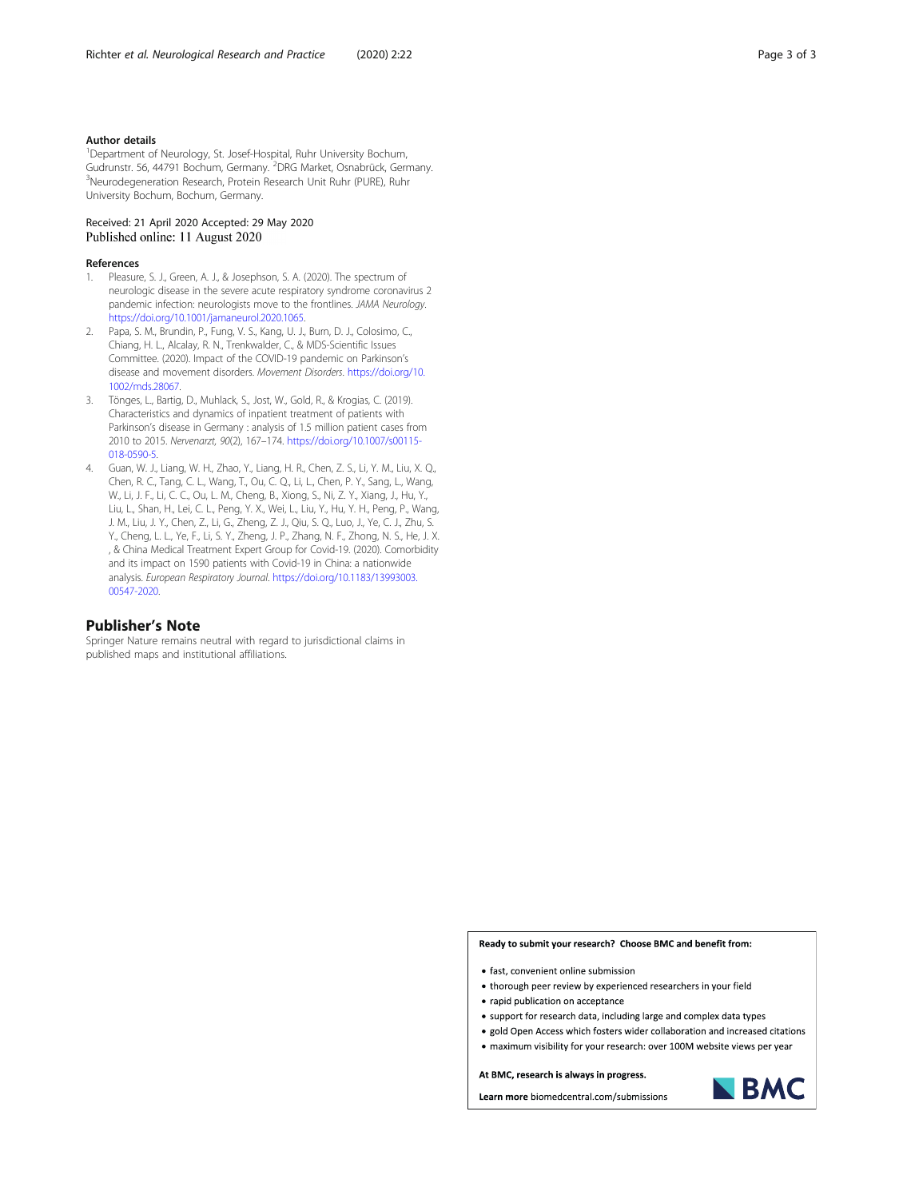### Author details

[1]Department of Neurology, St. Josef-Hospital, Ruhr University Bochum, Gudrunstr. 56, 44791 Bochum, Germany. [2]DRG Market, Osnabrück, Germany. [3]Neurodegeneration Research, Protein Research Unit Ruhr (PURE), Ruhr University Bochum, Bochum, Germany.

Received: 21 April 2020 Accepted: 29 May 2020
Published online: 11 August 2020

### References

1. Pleasure, S. J., Green, A. J., & Josephson, S. A. (2020). The spectrum of neurologic disease in the severe acute respiratory syndrome coronavirus 2 pandemic infection: neurologists move to the frontlines. *JAMA Neurology*. https://doi.org/10.1001/jamaneurol.2020.1065.
2. Papa, S. M., Brundin, P., Fung, V. S., Kang, U. J., Burn, D. J., Colosimo, C., Chiang, H. L., Alcalay, R. N., Trenkwalder, C., & MDS-Scientific Issues Committee. (2020). Impact of the COVID-19 pandemic on Parkinson's disease and movement disorders. *Movement Disorders*. https://doi.org/10.1002/mds.28067.
3. Tönges, L., Bartig, D., Muhlack, S., Jost, W., Gold, R., & Krogias, C. (2019). Characteristics and dynamics of inpatient treatment of patients with Parkinson's disease in Germany : analysis of 1.5 million patient cases from 2010 to 2015. *Nervenarzt, 90*(2), 167–174. https://doi.org/10.1007/s00115-018-0590-5.
4. Guan, W. J., Liang, W. H., Zhao, Y., Liang, H. R., Chen, Z. S., Li, Y. M., Liu, X. Q., Chen, R. C., Tang, C. L., Wang, T., Ou, C. Q., Li, L., Chen, P. Y., Sang, L., Wang, W., Li, J. F., Li, C. C., Ou, L. M., Cheng, B., Xiong, S., Ni, Z. Y., Xiang, J., Hu, Y., Liu, L., Shan, H., Lei, C. L., Peng, Y. X., Wei, L., Liu, Y., Hu, Y. H., Peng, P., Wang, J. M., Liu, J. Y., Chen, Z., Li, G., Zheng, Z. J., Qiu, S. Q., Luo, J., Ye, C. J., Zhu, S. Y., Cheng, L. L., Ye, F., Li, S. Y., Zheng, J. P., Zhang, N. F., Zhong, N. S., He, J. X. , & China Medical Treatment Expert Group for Covid-19. (2020). Comorbidity and its impact on 1590 patients with Covid-19 in China: a nationwide analysis. *European Respiratory Journal*. https://doi.org/10.1183/13993003.00547-2020.

## Publisher's Note

Springer Nature remains neutral with regard to jurisdictional claims in published maps and institutional affiliations.

**Ready to submit your research? Choose BMC and benefit from:**

- fast, convenient online submission
- thorough peer review by experienced researchers in your field
- rapid publication on acceptance
- support for research data, including large and complex data types
- gold Open Access which fosters wider collaboration and increased citations
- maximum visibility for your research: over 100M website views per year

**At BMC, research is always in progress.**

**Learn more** biomedcentral.com/submissions